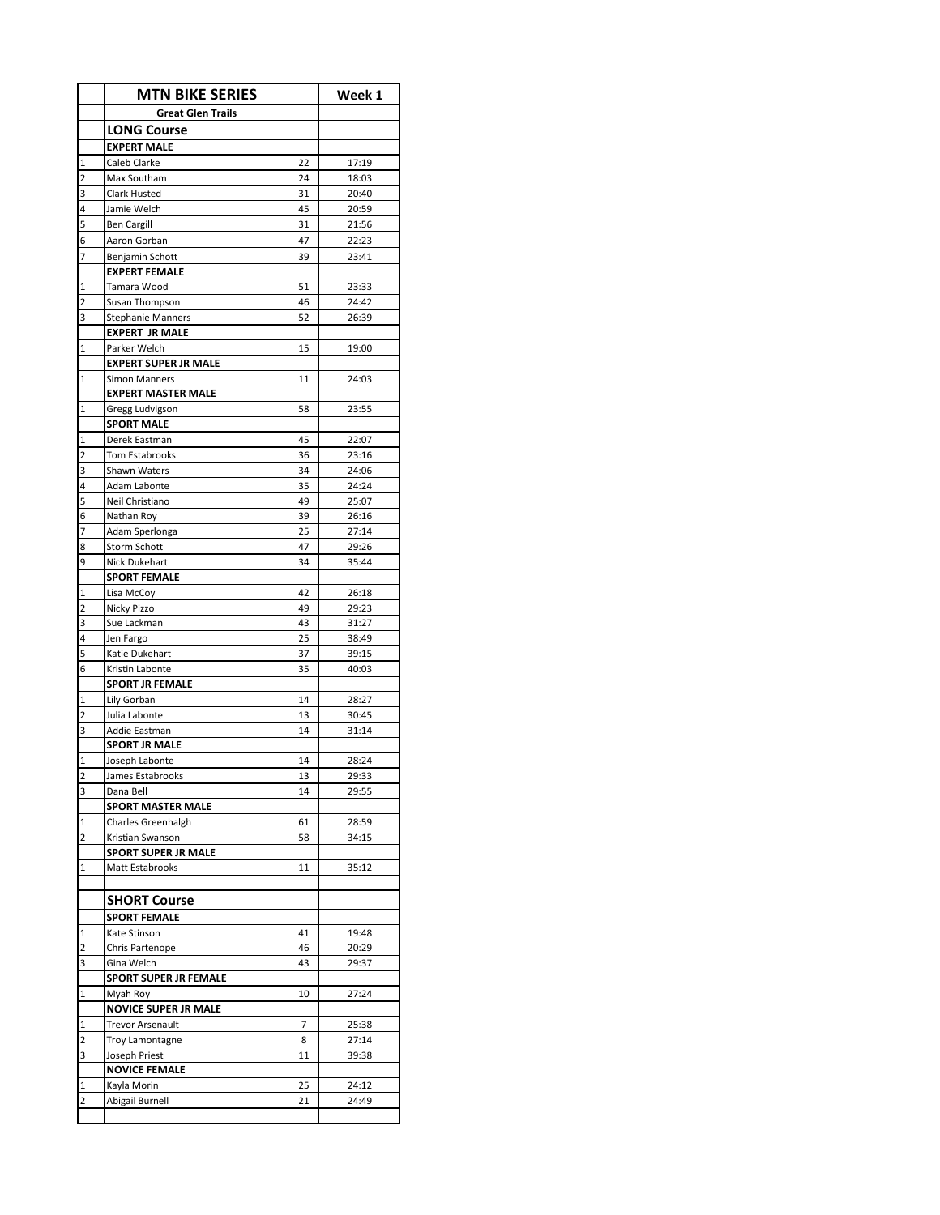| | MTN BIKE SERIES | | Week 1 |
|---|---|---|---|
| | **Great Glen Trails** | | |
| | **LONG Course** | | |
| | **EXPERT MALE** | | |
| 1 | Caleb Clarke | 22 | 17:19 |
| 2 | Max Southam | 24 | 18:03 |
| 3 | Clark Husted | 31 | 20:40 |
| 4 | Jamie Welch | 45 | 20:59 |
| 5 | Ben Cargill | 31 | 21:56 |
| 6 | Aaron Gorban | 47 | 22:23 |
| 7 | Benjamin Schott | 39 | 23:41 |
| | **EXPERT FEMALE** | | |
| 1 | Tamara Wood | 51 | 23:33 |
| 2 | Susan Thompson | 46 | 24:42 |
| 3 | Stephanie Manners | 52 | 26:39 |
| | **EXPERT JR MALE** | | |
| 1 | Parker Welch | 15 | 19:00 |
| | **EXPERT SUPER JR MALE** | | |
| 1 | Simon Manners | 11 | 24:03 |
| | **EXPERT MASTER MALE** | | |
| 1 | Gregg Ludvigson | 58 | 23:55 |
| | **SPORT MALE** | | |
| 1 | Derek Eastman | 45 | 22:07 |
| 2 | Tom Estabrooks | 36 | 23:16 |
| 3 | Shawn Waters | 34 | 24:06 |
| 4 | Adam Labonte | 35 | 24:24 |
| 5 | Neil Christiano | 49 | 25:07 |
| 6 | Nathan Roy | 39 | 26:16 |
| 7 | Adam Sperlonga | 25 | 27:14 |
| 8 | Storm Schott | 47 | 29:26 |
| 9 | Nick Dukehart | 34 | 35:44 |
| | **SPORT FEMALE** | | |
| 1 | Lisa McCoy | 42 | 26:18 |
| 2 | Nicky Pizzo | 49 | 29:23 |
| 3 | Sue Lackman | 43 | 31:27 |
| 4 | Jen Fargo | 25 | 38:49 |
| 5 | Katie Dukehart | 37 | 39:15 |
| 6 | Kristin Labonte | 35 | 40:03 |
| | **SPORT JR FEMALE** | | |
| 1 | Lily Gorban | 14 | 28:27 |
| 2 | Julia Labonte | 13 | 30:45 |
| 3 | Addie Eastman | 14 | 31:14 |
| | **SPORT JR MALE** | | |
| 1 | Joseph Labonte | 14 | 28:24 |
| 2 | James Estabrooks | 13 | 29:33 |
| 3 | Dana Bell | 14 | 29:55 |
| | **SPORT MASTER MALE** | | |
| 1 | Charles Greenhalgh | 61 | 28:59 |
| 2 | Kristian Swanson | 58 | 34:15 |
| | **SPORT SUPER JR MALE** | | |
| 1 | Matt Estabrooks | 11 | 35:12 |
| | | | |
| | **SHORT Course** | | |
| | **SPORT FEMALE** | | |
| 1 | Kate Stinson | 41 | 19:48 |
| 2 | Chris Partenope | 46 | 20:29 |
| 3 | Gina Welch | 43 | 29:37 |
| | **SPORT SUPER JR FEMALE** | | |
| 1 | Myah Roy | 10 | 27:24 |
| | **NOVICE SUPER JR MALE** | | |
| 1 | Trevor Arsenault | 7 | 25:38 |
| 2 | Troy Lamontagne | 8 | 27:14 |
| 3 | Joseph Priest | 11 | 39:38 |
| | **NOVICE FEMALE** | | |
| 1 | Kayla Morin | 25 | 24:12 |
| 2 | Abigail Burnell | 21 | 24:49 |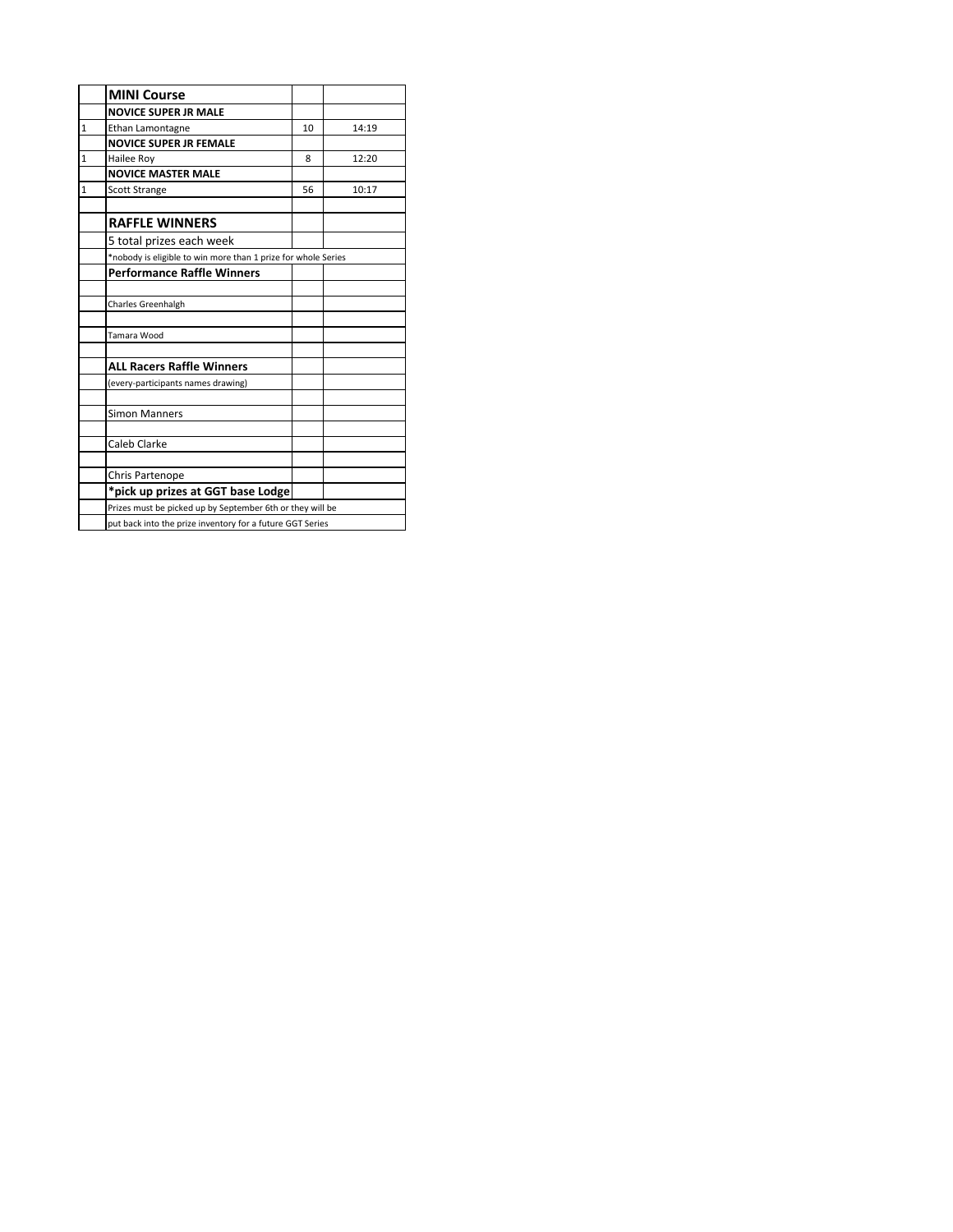| | | | |
|---|---|---|---|
| | **MINI Course** | | |
| | **NOVICE SUPER JR MALE** | | |
| 1 | Ethan Lamontagne | 10 | 14:19 |
| | **NOVICE SUPER JR FEMALE** | | |
| 1 | Hailee Roy | 8 | 12:20 |
| | **NOVICE MASTER MALE** | | |
| 1 | Scott Strange | 56 | 10:17 |
| | | | |
| | **RAFFLE WINNERS** | | |
| | 5 total prizes each week | | |
| | *nobody is eligible to win more than 1 prize for whole Series | | |
| | **Performance Raffle Winners** | | |
| | | | |
| | Charles Greenhalgh | | |
| | | | |
| | Tamara Wood | | |
| | | | |
| | **ALL Racers Raffle Winners** | | |
| | (every-participants names drawing) | | |
| | | | |
| | Simon Manners | | |
| | | | |
| | Caleb Clarke | | |
| | | | |
| | Chris Partenope | | |
| | ***pick up prizes at GGT base Lodge** | | |
| | Prizes must be picked up by September 6th or they will be | | |
| | put back into the prize inventory for a future GGT Series | | |